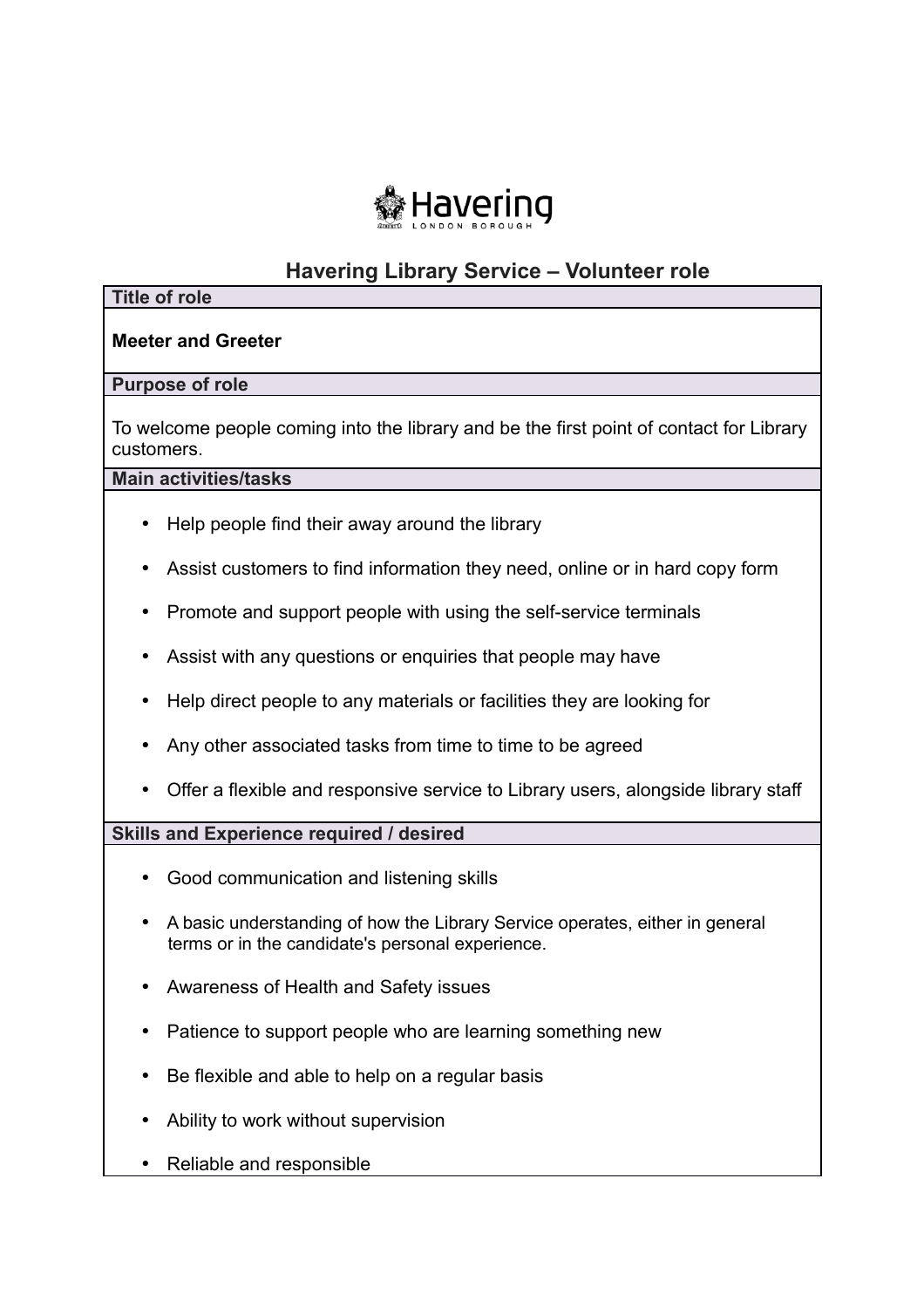Havering
LONDON BOROUGH

# Havering Library Service – Volunteer role

## Title of role

**Meeter and Greeter**

## Purpose of role

To welcome people coming into the library and be the first point of contact for Library customers.

## Main activities/tasks

- Help people find their away around the library
- Assist customers to find information they need, online or in hard copy form
- Promote and support people with using the self-service terminals
- Assist with any questions or enquiries that people may have
- Help direct people to any materials or facilities they are looking for
- Any other associated tasks from time to time to be agreed
- Offer a flexible and responsive service to Library users, alongside library staff

## Skills and Experience required / desired

- Good communication and listening skills
- A basic understanding of how the Library Service operates, either in general terms or in the candidate's personal experience.
- Awareness of Health and Safety issues
- Patience to support people who are learning something new
- Be flexible and able to help on a regular basis
- Ability to work without supervision
- Reliable and responsible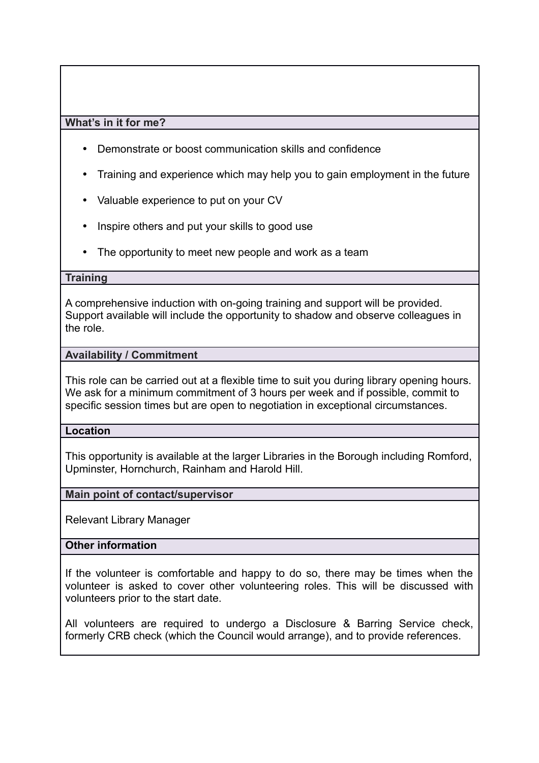**What's in it for me?**

- Demonstrate or boost communication skills and confidence
- Training and experience which may help you to gain employment in the future
- Valuable experience to put on your CV
- Inspire others and put your skills to good use
- The opportunity to meet new people and work as a team

**Training**

A comprehensive induction with on-going training and support will be provided. Support available will include the opportunity to shadow and observe colleagues in the role.

**Availability / Commitment**

This role can be carried out at a flexible time to suit you during library opening hours. We ask for a minimum commitment of 3 hours per week and if possible, commit to specific session times but are open to negotiation in exceptional circumstances.

**Location**

This opportunity is available at the larger Libraries in the Borough including Romford, Upminster, Hornchurch, Rainham and Harold Hill.

**Main point of contact/supervisor**

Relevant Library Manager

**Other information**

If the volunteer is comfortable and happy to do so, there may be times when the volunteer is asked to cover other volunteering roles. This will be discussed with volunteers prior to the start date.

All volunteers are required to undergo a Disclosure & Barring Service check, formerly CRB check (which the Council would arrange), and to provide references.